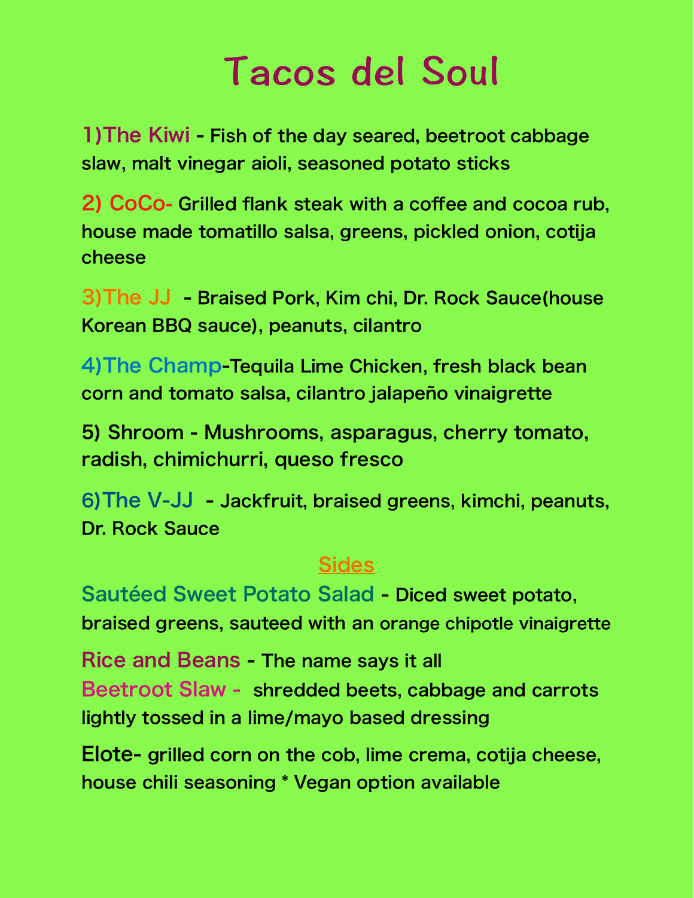# Tacos del Soul

1)The Kiwi - Fish of the day seared, beetroot cabbage slaw, malt vinegar aioli, seasoned potato sticks

2) CoCo- Grilled flank steak with a coffee and cocoa rub, house made tomatillo salsa, greens, pickled onion, cotija cheese

3)The JJ - Braised Pork, Kim chi, Dr. Rock Sauce(house Korean BBQ sauce), peanuts, cilantro

4)The Champ-Tequila Lime Chicken, fresh black bean corn and tomato salsa, cilantro jalapeño vinaigrette

5) Shroom - Mushrooms, asparagus, cherry tomato, radish, chimichurri, queso fresco

6)The V-JJ - Jackfruit, braised greens, kimchi, peanuts, Dr. Rock Sauce

## Sides

Sautéed Sweet Potato Salad - Diced sweet potato, braised greens, sauteed with an orange chipotle vinaigrette

Rice and Beans - The name says it all

Beetroot Slaw - shredded beets, cabbage and carrots lightly tossed in a lime/mayo based dressing

Elote- grilled corn on the cob, lime crema, cotija cheese, house chili seasoning * Vegan option available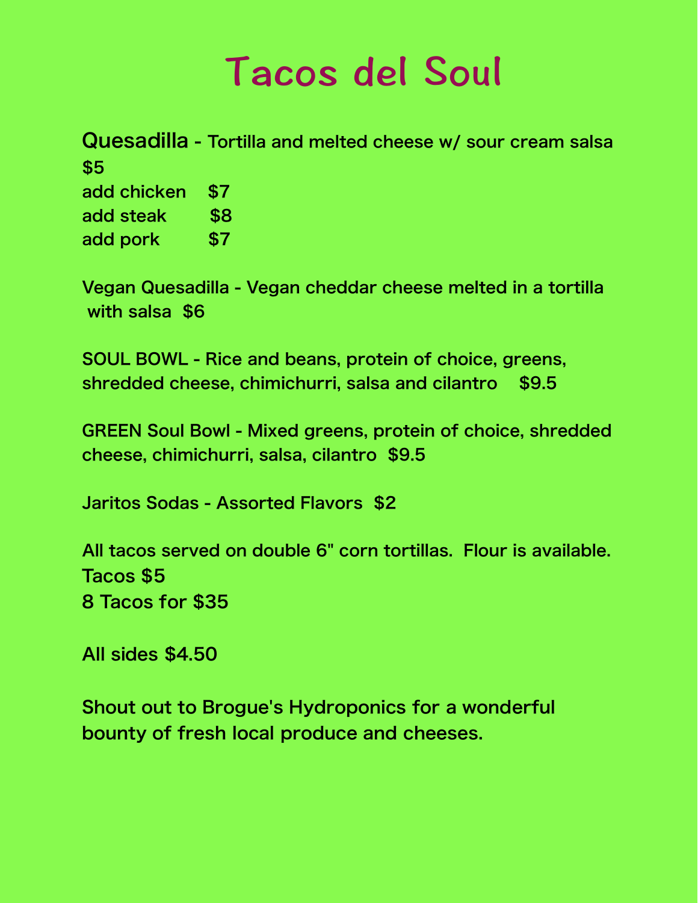# Tacos del Soul

**Quesadilla** - Tortilla and melted cheese w/ sour cream salsa
$5
add chicken $7
add steak $8
add pork $7

Vegan Quesadilla - Vegan cheddar cheese melted in a tortilla with salsa $6

SOUL BOWL - Rice and beans, protein of choice, greens, shredded cheese, chimichurri, salsa and cilantro $9.5

GREEN Soul Bowl - Mixed greens, protein of choice, shredded cheese, chimichurri, salsa, cilantro $9.5

Jaritos Sodas - Assorted Flavors $2

All tacos served on double 6" corn tortillas. Flour is available.
Tacos $5
8 Tacos for $35

All sides $4.50

Shout out to Brogue's Hydroponics for a wonderful bounty of fresh local produce and cheeses.